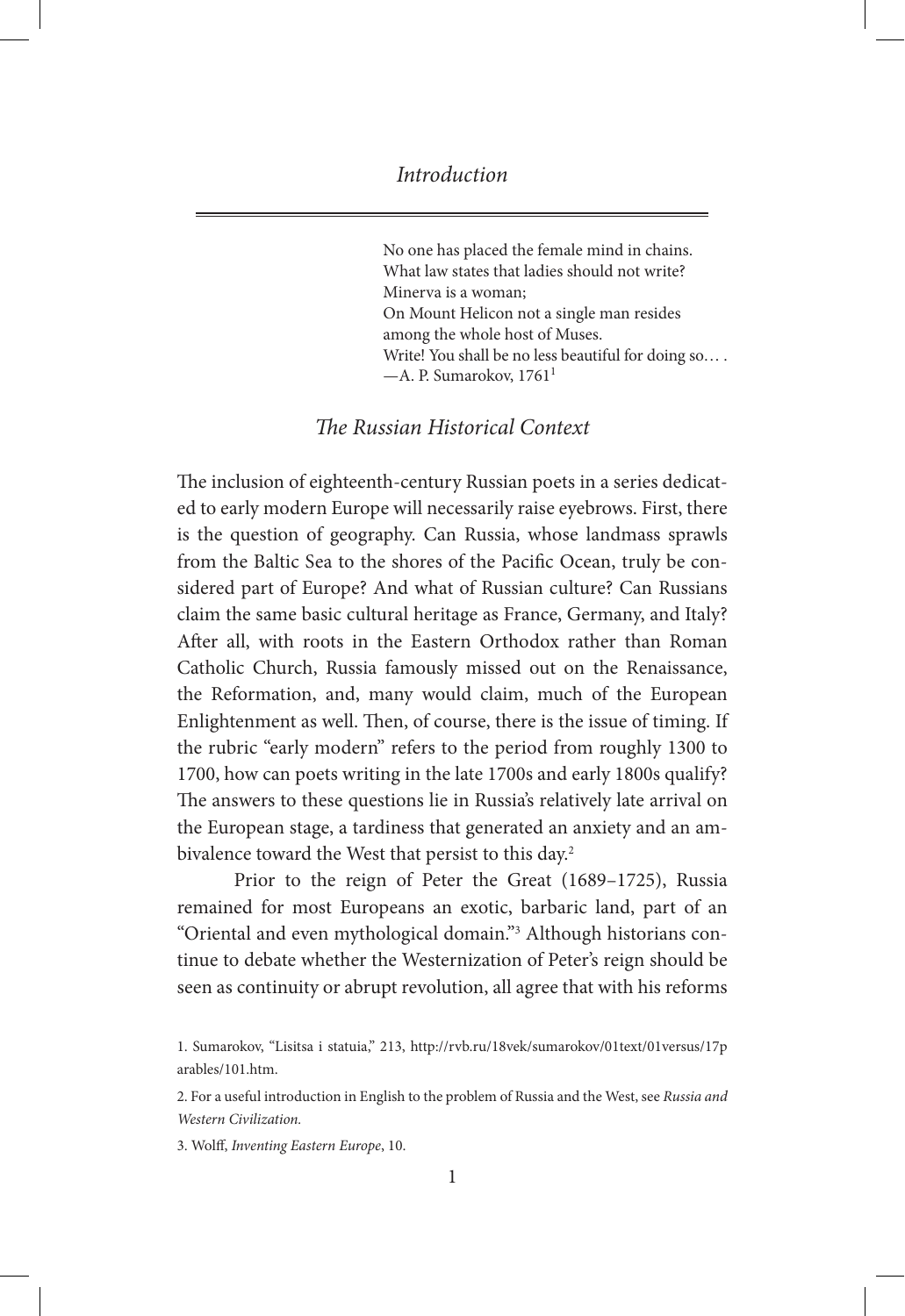# *Introduction*

> No one has placed the female mind in chains.
> What law states that ladies should not write?
> Minerva is a woman;
> On Mount Helicon not a single man resides
> among the whole host of Muses.
> Write! You shall be no less beautiful for doing so… .
> —A. P. Sumarokov, 1761[1]

## *The Russian Historical Context*

The inclusion of eighteenth-century Russian poets in a series dedicated to early modern Europe will necessarily raise eyebrows. First, there is the question of geography. Can Russia, whose landmass sprawls from the Baltic Sea to the shores of the Pacific Ocean, truly be considered part of Europe? And what of Russian culture? Can Russians claim the same basic cultural heritage as France, Germany, and Italy? After all, with roots in the Eastern Orthodox rather than Roman Catholic Church, Russia famously missed out on the Renaissance, the Reformation, and, many would claim, much of the European Enlightenment as well. Then, of course, there is the issue of timing. If the rubric "early modern" refers to the period from roughly 1300 to 1700, how can poets writing in the late 1700s and early 1800s qualify? The answers to these questions lie in Russia's relatively late arrival on the European stage, a tardiness that generated an anxiety and an ambivalence toward the West that persist to this day.[2]

Prior to the reign of Peter the Great (1689–1725), Russia remained for most Europeans an exotic, barbaric land, part of an "Oriental and even mythological domain."[3] Although historians continue to debate whether the Westernization of Peter's reign should be seen as continuity or abrupt revolution, all agree that with his reforms

1. Sumarokov, "Lisitsa i statuia," 213, http://rvb.ru/18vek/sumarokov/01text/01versus/17parables/101.htm.

2. For a useful introduction in English to the problem of Russia and the West, see *Russia and Western Civilization.*

3. Wolff, *Inventing Eastern Europe*, 10.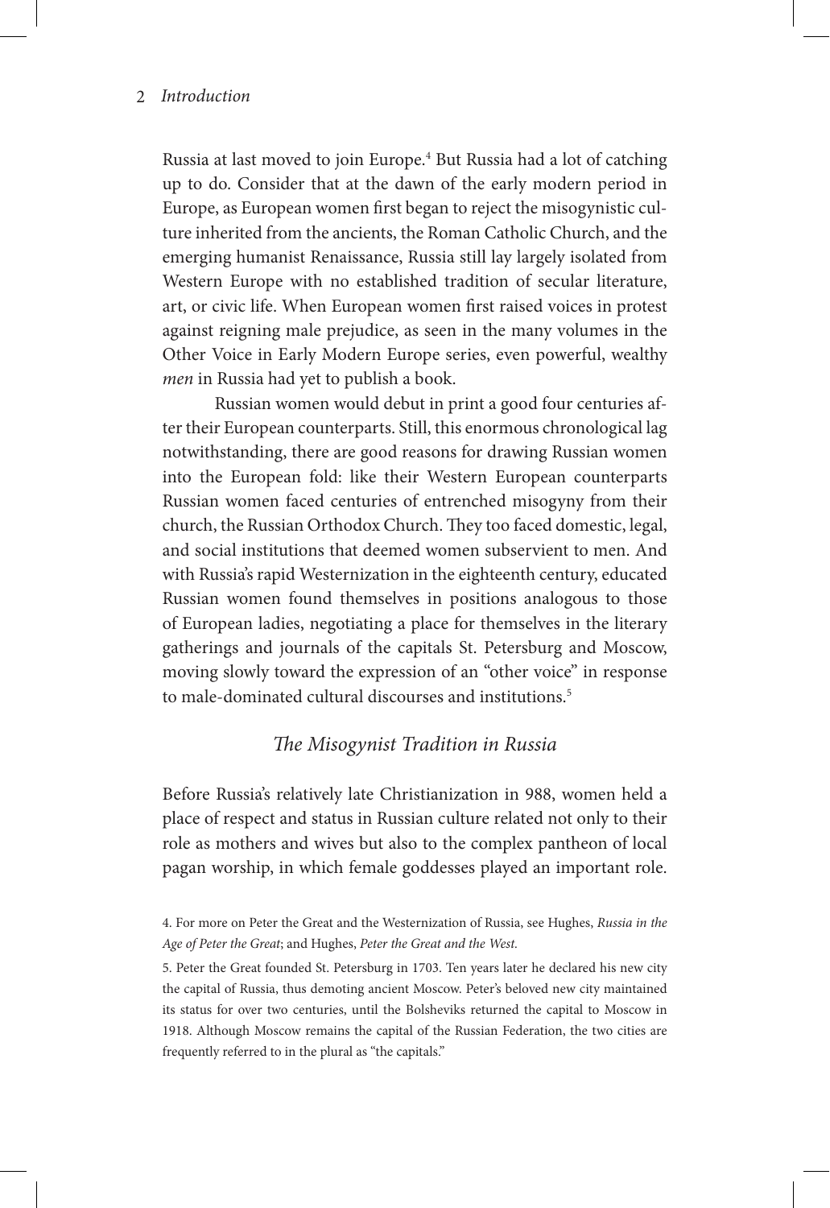Russia at last moved to join Europe.[4] But Russia had a lot of catching up to do. Consider that at the dawn of the early modern period in Europe, as European women first began to reject the misogynistic culture inherited from the ancients, the Roman Catholic Church, and the emerging humanist Renaissance, Russia still lay largely isolated from Western Europe with no established tradition of secular literature, art, or civic life. When European women first raised voices in protest against reigning male prejudice, as seen in the many volumes in the Other Voice in Early Modern Europe series, even powerful, wealthy *men* in Russia had yet to publish a book.

Russian women would debut in print a good four centuries after their European counterparts. Still, this enormous chronological lag notwithstanding, there are good reasons for drawing Russian women into the European fold: like their Western European counterparts Russian women faced centuries of entrenched misogyny from their church, the Russian Orthodox Church. They too faced domestic, legal, and social institutions that deemed women subservient to men. And with Russia's rapid Westernization in the eighteenth century, educated Russian women found themselves in positions analogous to those of European ladies, negotiating a place for themselves in the literary gatherings and journals of the capitals St. Petersburg and Moscow, moving slowly toward the expression of an "other voice" in response to male-dominated cultural discourses and institutions.[5]

## *The Misogynist Tradition in Russia*

Before Russia's relatively late Christianization in 988, women held a place of respect and status in Russian culture related not only to their role as mothers and wives but also to the complex pantheon of local pagan worship, in which female goddesses played an important role.

---

4. For more on Peter the Great and the Westernization of Russia, see Hughes, *Russia in the Age of Peter the Great*; and Hughes, *Peter the Great and the West.*

5. Peter the Great founded St. Petersburg in 1703. Ten years later he declared his new city the capital of Russia, thus demoting ancient Moscow. Peter's beloved new city maintained its status for over two centuries, until the Bolsheviks returned the capital to Moscow in 1918. Although Moscow remains the capital of the Russian Federation, the two cities are frequently referred to in the plural as "the capitals."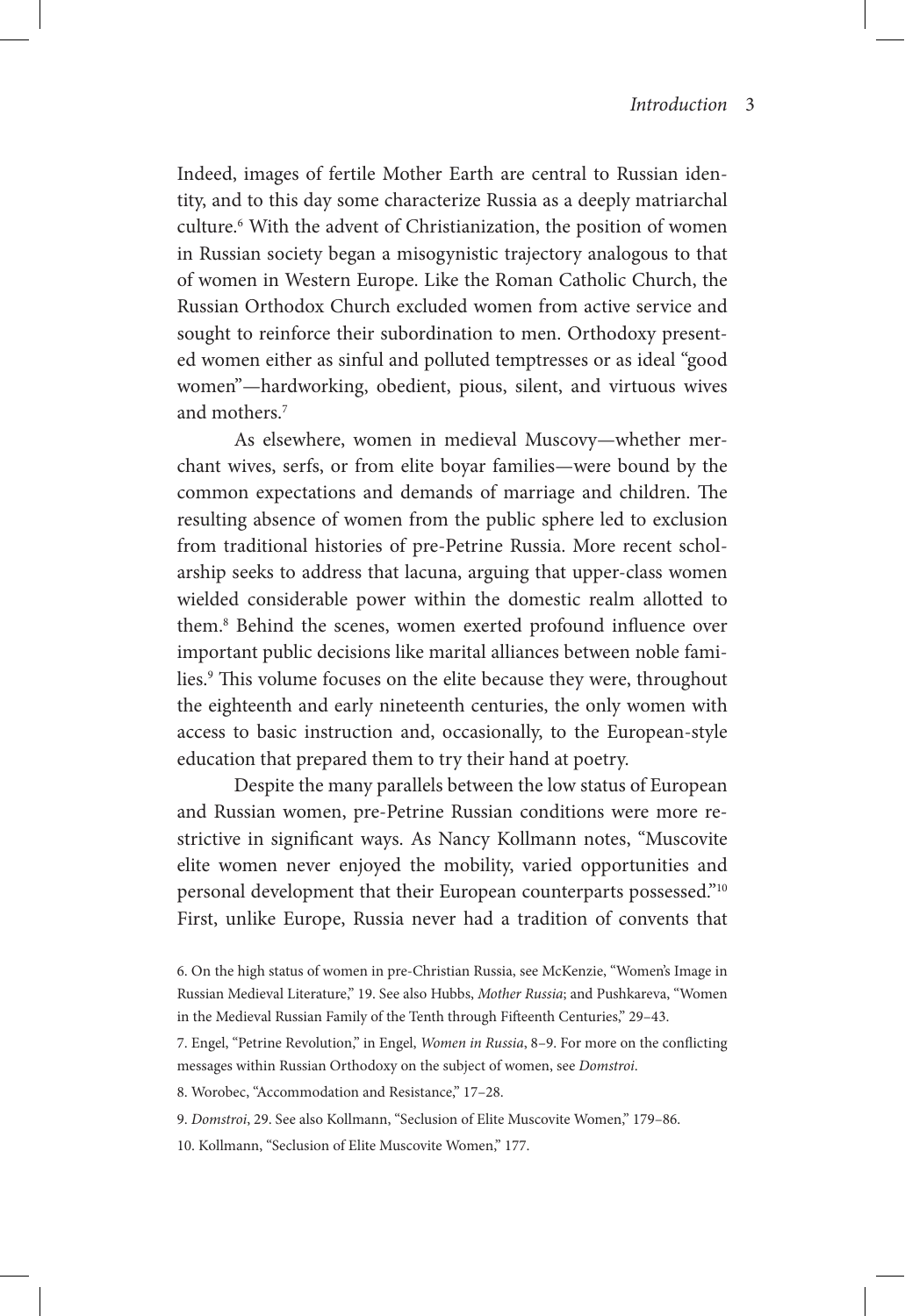Indeed, images of fertile Mother Earth are central to Russian identity, and to this day some characterize Russia as a deeply matriarchal culture.[6] With the advent of Christianization, the position of women in Russian society began a misogynistic trajectory analogous to that of women in Western Europe. Like the Roman Catholic Church, the Russian Orthodox Church excluded women from active service and sought to reinforce their subordination to men. Orthodoxy presented women either as sinful and polluted temptresses or as ideal "good women"—hardworking, obedient, pious, silent, and virtuous wives and mothers.[7]

As elsewhere, women in medieval Muscovy—whether merchant wives, serfs, or from elite boyar families—were bound by the common expectations and demands of marriage and children. The resulting absence of women from the public sphere led to exclusion from traditional histories of pre-Petrine Russia. More recent scholarship seeks to address that lacuna, arguing that upper-class women wielded considerable power within the domestic realm allotted to them.[8] Behind the scenes, women exerted profound influence over important public decisions like marital alliances between noble families.[9] This volume focuses on the elite because they were, throughout the eighteenth and early nineteenth centuries, the only women with access to basic instruction and, occasionally, to the European-style education that prepared them to try their hand at poetry.

Despite the many parallels between the low status of European and Russian women, pre-Petrine Russian conditions were more restrictive in significant ways. As Nancy Kollmann notes, "Muscovite elite women never enjoyed the mobility, varied opportunities and personal development that their European counterparts possessed."[10] First, unlike Europe, Russia never had a tradition of convents that

6. On the high status of women in pre-Christian Russia, see McKenzie, "Women's Image in Russian Medieval Literature," 19. See also Hubbs, *Mother Russia*; and Pushkareva, "Women in the Medieval Russian Family of the Tenth through Fifteenth Centuries," 29–43.

7. Engel, "Petrine Revolution," in Engel, *Women in Russia*, 8–9. For more on the conflicting messages within Russian Orthodoxy on the subject of women, see *Domstroi*.

8. Worobec, "Accommodation and Resistance," 17–28.

9. *Domstroi*, 29. See also Kollmann, "Seclusion of Elite Muscovite Women," 179–86.

10. Kollmann, "Seclusion of Elite Muscovite Women," 177.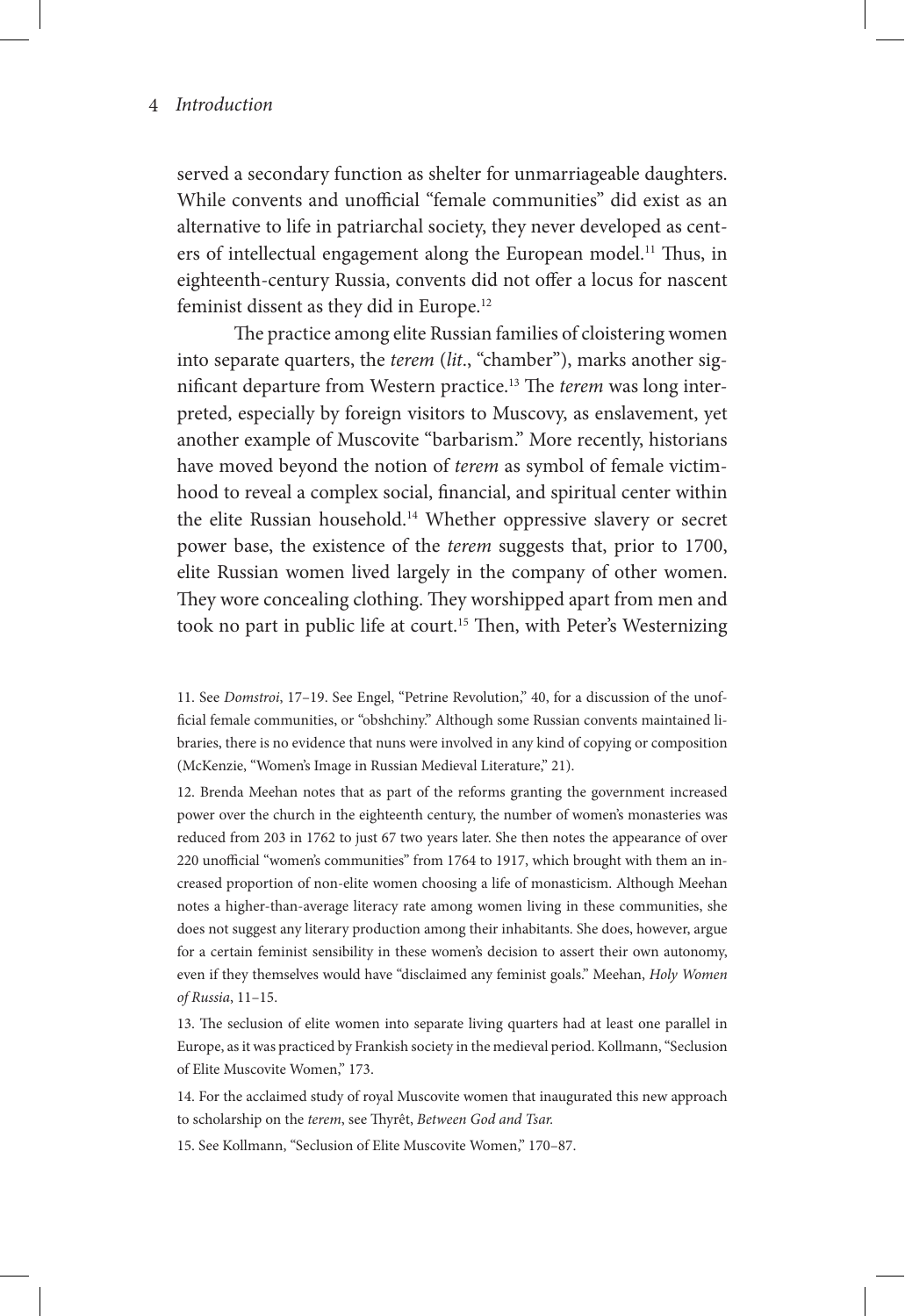served a secondary function as shelter for unmarriageable daughters. While convents and unofficial "female communities" did exist as an alternative to life in patriarchal society, they never developed as centers of intellectual engagement along the European model.[11] Thus, in eighteenth-century Russia, convents did not offer a locus for nascent feminist dissent as they did in Europe.[12]

The practice among elite Russian families of cloistering women into separate quarters, the *terem* (*lit*., "chamber"), marks another significant departure from Western practice.[13] The *terem* was long interpreted, especially by foreign visitors to Muscovy, as enslavement, yet another example of Muscovite "barbarism." More recently, historians have moved beyond the notion of *terem* as symbol of female victimhood to reveal a complex social, financial, and spiritual center within the elite Russian household.[14] Whether oppressive slavery or secret power base, the existence of the *terem* suggests that, prior to 1700, elite Russian women lived largely in the company of other women. They wore concealing clothing. They worshipped apart from men and took no part in public life at court.[15] Then, with Peter's Westernizing

11. See *Domstroi*, 17–19. See Engel, "Petrine Revolution," 40, for a discussion of the unofficial female communities, or "obshchiny." Although some Russian convents maintained libraries, there is no evidence that nuns were involved in any kind of copying or composition (McKenzie, "Women's Image in Russian Medieval Literature," 21).

12. Brenda Meehan notes that as part of the reforms granting the government increased power over the church in the eighteenth century, the number of women's monasteries was reduced from 203 in 1762 to just 67 two years later. She then notes the appearance of over 220 unofficial "women's communities" from 1764 to 1917, which brought with them an increased proportion of non-elite women choosing a life of monasticism. Although Meehan notes a higher-than-average literacy rate among women living in these communities, she does not suggest any literary production among their inhabitants. She does, however, argue for a certain feminist sensibility in these women's decision to assert their own autonomy, even if they themselves would have "disclaimed any feminist goals." Meehan, *Holy Women of Russia*, 11–15.

13. The seclusion of elite women into separate living quarters had at least one parallel in Europe, as it was practiced by Frankish society in the medieval period. Kollmann, "Seclusion of Elite Muscovite Women," 173.

14. For the acclaimed study of royal Muscovite women that inaugurated this new approach to scholarship on the *terem*, see Thyrêt, *Between God and Tsar.*

15. See Kollmann, "Seclusion of Elite Muscovite Women," 170–87.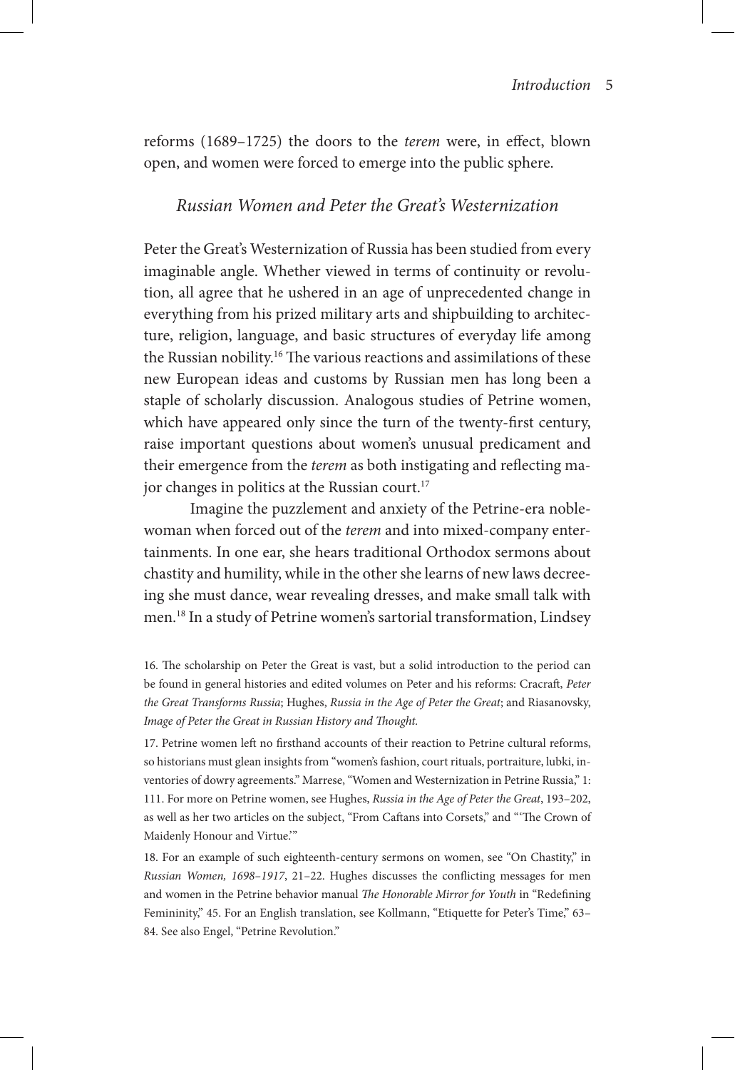reforms (1689–1725) the doors to the *terem* were, in effect, blown open, and women were forced to emerge into the public sphere.

## *Russian Women and Peter the Great's Westernization*

Peter the Great's Westernization of Russia has been studied from every imaginable angle. Whether viewed in terms of continuity or revolution, all agree that he ushered in an age of unprecedented change in everything from his prized military arts and shipbuilding to architecture, religion, language, and basic structures of everyday life among the Russian nobility.[16] The various reactions and assimilations of these new European ideas and customs by Russian men has long been a staple of scholarly discussion. Analogous studies of Petrine women, which have appeared only since the turn of the twenty-first century, raise important questions about women's unusual predicament and their emergence from the *terem* as both instigating and reflecting major changes in politics at the Russian court.[17]

Imagine the puzzlement and anxiety of the Petrine-era noblewoman when forced out of the *terem* and into mixed-company entertainments. In one ear, she hears traditional Orthodox sermons about chastity and humility, while in the other she learns of new laws decreeing she must dance, wear revealing dresses, and make small talk with men.[18] In a study of Petrine women's sartorial transformation, Lindsey

16. The scholarship on Peter the Great is vast, but a solid introduction to the period can be found in general histories and edited volumes on Peter and his reforms: Cracraft, *Peter the Great Transforms Russia*; Hughes, *Russia in the Age of Peter the Great*; and Riasanovsky, *Image of Peter the Great in Russian History and Thought.*

17. Petrine women left no firsthand accounts of their reaction to Petrine cultural reforms, so historians must glean insights from "women's fashion, court rituals, portraiture, lubki, inventories of dowry agreements." Marrese, "Women and Westernization in Petrine Russia," 1: 111. For more on Petrine women, see Hughes, *Russia in the Age of Peter the Great*, 193–202, as well as her two articles on the subject, "From Caftans into Corsets," and "'The Crown of Maidenly Honour and Virtue.'"

18. For an example of such eighteenth-century sermons on women, see "On Chastity," in *Russian Women, 1698–1917*, 21–22. Hughes discusses the conflicting messages for men and women in the Petrine behavior manual *The Honorable Mirror for Youth* in "Redefining Femininity," 45. For an English translation, see Kollmann, "Etiquette for Peter's Time," 63–84. See also Engel, "Petrine Revolution."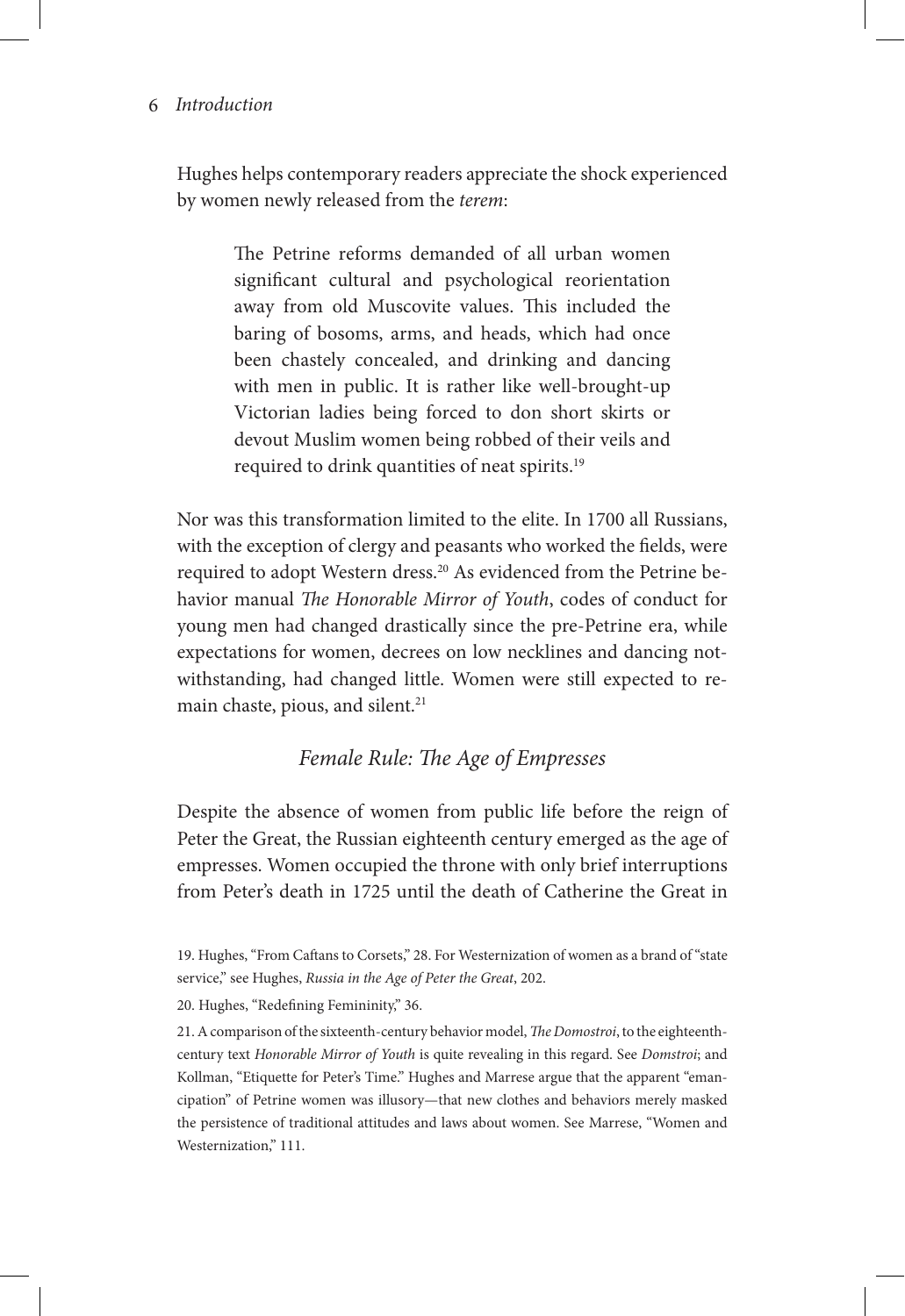Hughes helps contemporary readers appreciate the shock experienced by women newly released from the *terem*:

> The Petrine reforms demanded of all urban women significant cultural and psychological reorientation away from old Muscovite values. This included the baring of bosoms, arms, and heads, which had once been chastely concealed, and drinking and dancing with men in public. It is rather like well-brought-up Victorian ladies being forced to don short skirts or devout Muslim women being robbed of their veils and required to drink quantities of neat spirits.[19]

Nor was this transformation limited to the elite. In 1700 all Russians, with the exception of clergy and peasants who worked the fields, were required to adopt Western dress.[20] As evidenced from the Petrine behavior manual *The Honorable Mirror of Youth*, codes of conduct for young men had changed drastically since the pre-Petrine era, while expectations for women, decrees on low necklines and dancing notwithstanding, had changed little. Women were still expected to remain chaste, pious, and silent.[21]

### *Female Rule: The Age of Empresses*

Despite the absence of women from public life before the reign of Peter the Great, the Russian eighteenth century emerged as the age of empresses. Women occupied the throne with only brief interruptions from Peter's death in 1725 until the death of Catherine the Great in

19. Hughes, "From Caftans to Corsets," 28. For Westernization of women as a brand of "state service," see Hughes, *Russia in the Age of Peter the Great*, 202.

20. Hughes, "Redefining Femininity," 36.

21. A comparison of the sixteenth-century behavior model, *The Domostroi*, to the eighteenth-century text *Honorable Mirror of Youth* is quite revealing in this regard. See *Domstroi*; and Kollman, "Etiquette for Peter's Time." Hughes and Marrese argue that the apparent "emancipation" of Petrine women was illusory—that new clothes and behaviors merely masked the persistence of traditional attitudes and laws about women. See Marrese, "Women and Westernization," 111.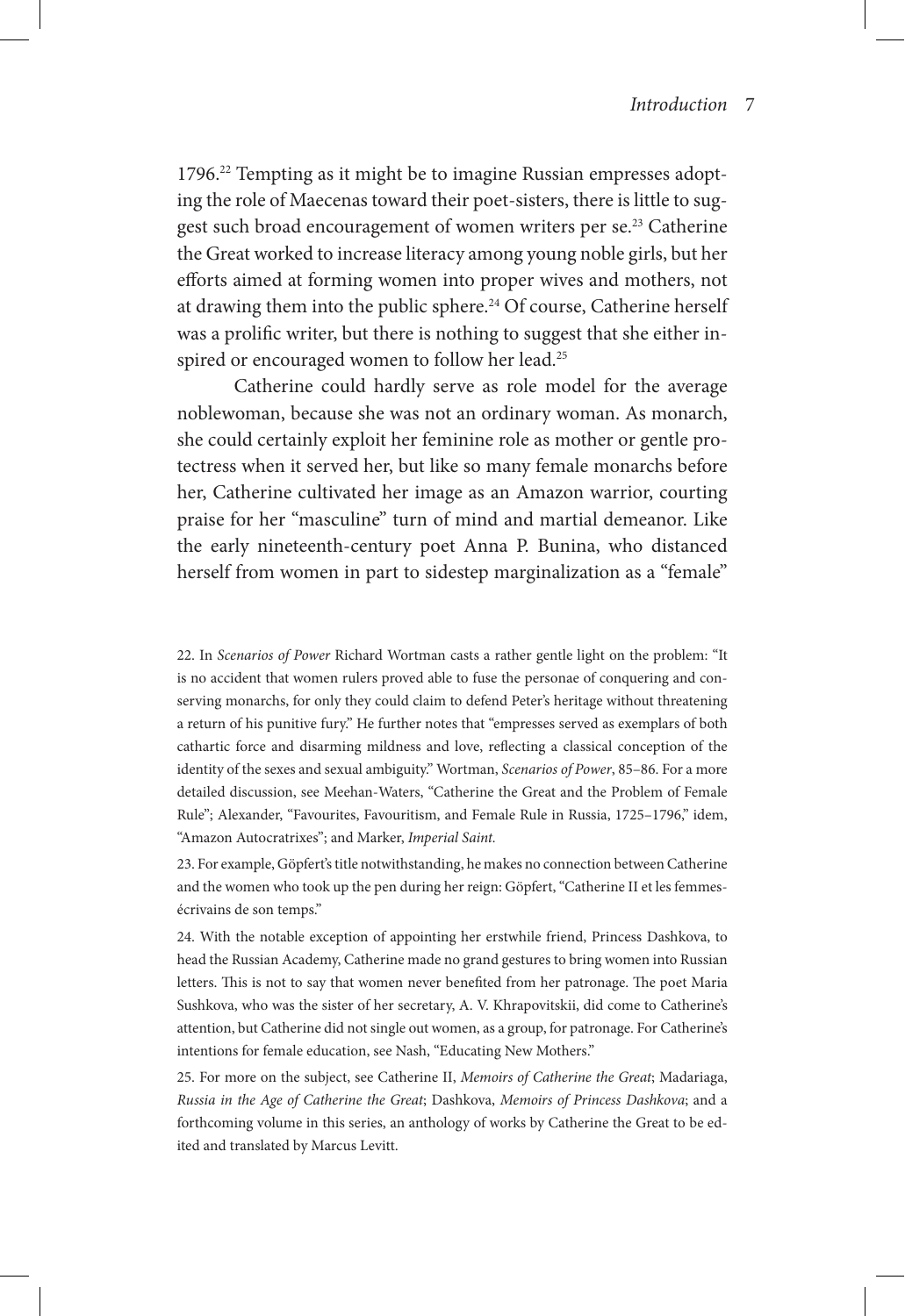1796.[22] Tempting as it might be to imagine Russian empresses adopting the role of Maecenas toward their poet-sisters, there is little to suggest such broad encouragement of women writers per se.[23] Catherine the Great worked to increase literacy among young noble girls, but her efforts aimed at forming women into proper wives and mothers, not at drawing them into the public sphere.[24] Of course, Catherine herself was a prolific writer, but there is nothing to suggest that she either inspired or encouraged women to follow her lead.[25]

Catherine could hardly serve as role model for the average noblewoman, because she was not an ordinary woman. As monarch, she could certainly exploit her feminine role as mother or gentle protectress when it served her, but like so many female monarchs before her, Catherine cultivated her image as an Amazon warrior, courting praise for her "masculine" turn of mind and martial demeanor. Like the early nineteenth-century poet Anna P. Bunina, who distanced herself from women in part to sidestep marginalization as a "female"

---

22. In *Scenarios of Power* Richard Wortman casts a rather gentle light on the problem: "It is no accident that women rulers proved able to fuse the personae of conquering and conserving monarchs, for only they could claim to defend Peter's heritage without threatening a return of his punitive fury." He further notes that "empresses served as exemplars of both cathartic force and disarming mildness and love, reflecting a classical conception of the identity of the sexes and sexual ambiguity." Wortman, *Scenarios of Power*, 85–86. For a more detailed discussion, see Meehan-Waters, "Catherine the Great and the Problem of Female Rule"; Alexander, "Favourites, Favouritism, and Female Rule in Russia, 1725–1796," idem, "Amazon Autocratrixes"; and Marker, *Imperial Saint.*

23. For example, Göpfert's title notwithstanding, he makes no connection between Catherine and the women who took up the pen during her reign: Göpfert, "Catherine II et les femmes-écrivains de son temps."

24. With the notable exception of appointing her erstwhile friend, Princess Dashkova, to head the Russian Academy, Catherine made no grand gestures to bring women into Russian letters. This is not to say that women never benefited from her patronage. The poet Maria Sushkova, who was the sister of her secretary, A. V. Khrapovitskii, did come to Catherine's attention, but Catherine did not single out women, as a group, for patronage. For Catherine's intentions for female education, see Nash, "Educating New Mothers."

25. For more on the subject, see Catherine II, *Memoirs of Catherine the Great*; Madariaga, *Russia in the Age of Catherine the Great*; Dashkova, *Memoirs of Princess Dashkova*; and a forthcoming volume in this series, an anthology of works by Catherine the Great to be edited and translated by Marcus Levitt.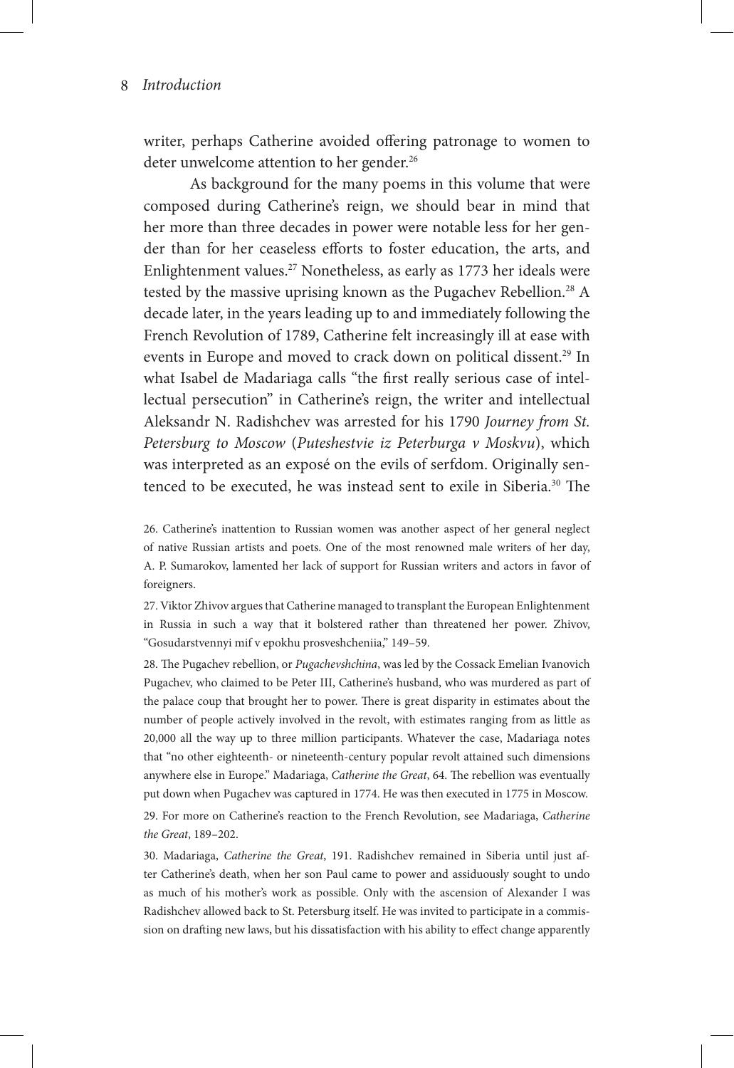writer, perhaps Catherine avoided offering patronage to women to deter unwelcome attention to her gender.[26]

As background for the many poems in this volume that were composed during Catherine's reign, we should bear in mind that her more than three decades in power were notable less for her gender than for her ceaseless efforts to foster education, the arts, and Enlightenment values.[27] Nonetheless, as early as 1773 her ideals were tested by the massive uprising known as the Pugachev Rebellion.[28] A decade later, in the years leading up to and immediately following the French Revolution of 1789, Catherine felt increasingly ill at ease with events in Europe and moved to crack down on political dissent.[29] In what Isabel de Madariaga calls "the first really serious case of intellectual persecution" in Catherine's reign, the writer and intellectual Aleksandr N. Radishchev was arrested for his 1790 *Journey from St. Petersburg to Moscow* (*Puteshestvie iz Peterburga v Moskvu*), which was interpreted as an exposé on the evils of serfdom. Originally sentenced to be executed, he was instead sent to exile in Siberia.[30] The

26. Catherine's inattention to Russian women was another aspect of her general neglect of native Russian artists and poets. One of the most renowned male writers of her day, A. P. Sumarokov, lamented her lack of support for Russian writers and actors in favor of foreigners.

27. Viktor Zhivov argues that Catherine managed to transplant the European Enlightenment in Russia in such a way that it bolstered rather than threatened her power. Zhivov, "Gosudarstvennyi mif v epokhu prosveshcheniia," 149–59.

28. The Pugachev rebellion, or *Pugachevshchina*, was led by the Cossack Emelian Ivanovich Pugachev, who claimed to be Peter III, Catherine's husband, who was murdered as part of the palace coup that brought her to power. There is great disparity in estimates about the number of people actively involved in the revolt, with estimates ranging from as little as 20,000 all the way up to three million participants. Whatever the case, Madariaga notes that "no other eighteenth- or nineteenth-century popular revolt attained such dimensions anywhere else in Europe." Madariaga, *Catherine the Great*, 64. The rebellion was eventually put down when Pugachev was captured in 1774. He was then executed in 1775 in Moscow.

29. For more on Catherine's reaction to the French Revolution, see Madariaga, *Catherine the Great*, 189–202.

30. Madariaga, *Catherine the Great*, 191. Radishchev remained in Siberia until just after Catherine's death, when her son Paul came to power and assiduously sought to undo as much of his mother's work as possible. Only with the ascension of Alexander I was Radishchev allowed back to St. Petersburg itself. He was invited to participate in a commission on drafting new laws, but his dissatisfaction with his ability to effect change apparently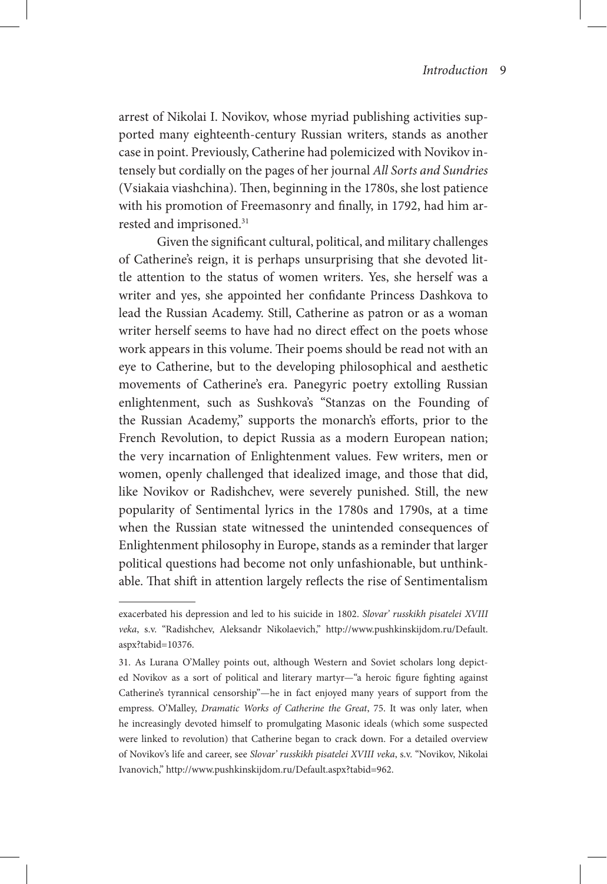arrest of Nikolai I. Novikov, whose myriad publishing activities supported many eighteenth-century Russian writers, stands as another case in point. Previously, Catherine had polemicized with Novikov intensely but cordially on the pages of her journal *All Sorts and Sundries* (Vsiakaia viashchina). Then, beginning in the 1780s, she lost patience with his promotion of Freemasonry and finally, in 1792, had him arrested and imprisoned.[31]

Given the significant cultural, political, and military challenges of Catherine's reign, it is perhaps unsurprising that she devoted little attention to the status of women writers. Yes, she herself was a writer and yes, she appointed her confidante Princess Dashkova to lead the Russian Academy. Still, Catherine as patron or as a woman writer herself seems to have had no direct effect on the poets whose work appears in this volume. Their poems should be read not with an eye to Catherine, but to the developing philosophical and aesthetic movements of Catherine's era. Panegyric poetry extolling Russian enlightenment, such as Sushkova's "Stanzas on the Founding of the Russian Academy," supports the monarch's efforts, prior to the French Revolution, to depict Russia as a modern European nation; the very incarnation of Enlightenment values. Few writers, men or women, openly challenged that idealized image, and those that did, like Novikov or Radishchev, were severely punished. Still, the new popularity of Sentimental lyrics in the 1780s and 1790s, at a time when the Russian state witnessed the unintended consequences of Enlightenment philosophy in Europe, stands as a reminder that larger political questions had become not only unfashionable, but unthinkable. That shift in attention largely reflects the rise of Sentimentalism

---

exacerbated his depression and led to his suicide in 1802. *Slovar' russkikh pisatelei XVIII veka*, s.v. "Radishchev, Aleksandr Nikolaevich," http://www.pushkinskijdom.ru/Default.aspx?tabid=10376.

31. As Lurana O'Malley points out, although Western and Soviet scholars long depicted Novikov as a sort of political and literary martyr—"a heroic figure fighting against Catherine's tyrannical censorship"—he in fact enjoyed many years of support from the empress. O'Malley, *Dramatic Works of Catherine the Great*, 75. It was only later, when he increasingly devoted himself to promulgating Masonic ideals (which some suspected were linked to revolution) that Catherine began to crack down. For a detailed overview of Novikov's life and career, see *Slovar' russkikh pisatelei XVIII veka*, s.v. "Novikov, Nikolai Ivanovich," http://www.pushkinskijdom.ru/Default.aspx?tabid=962.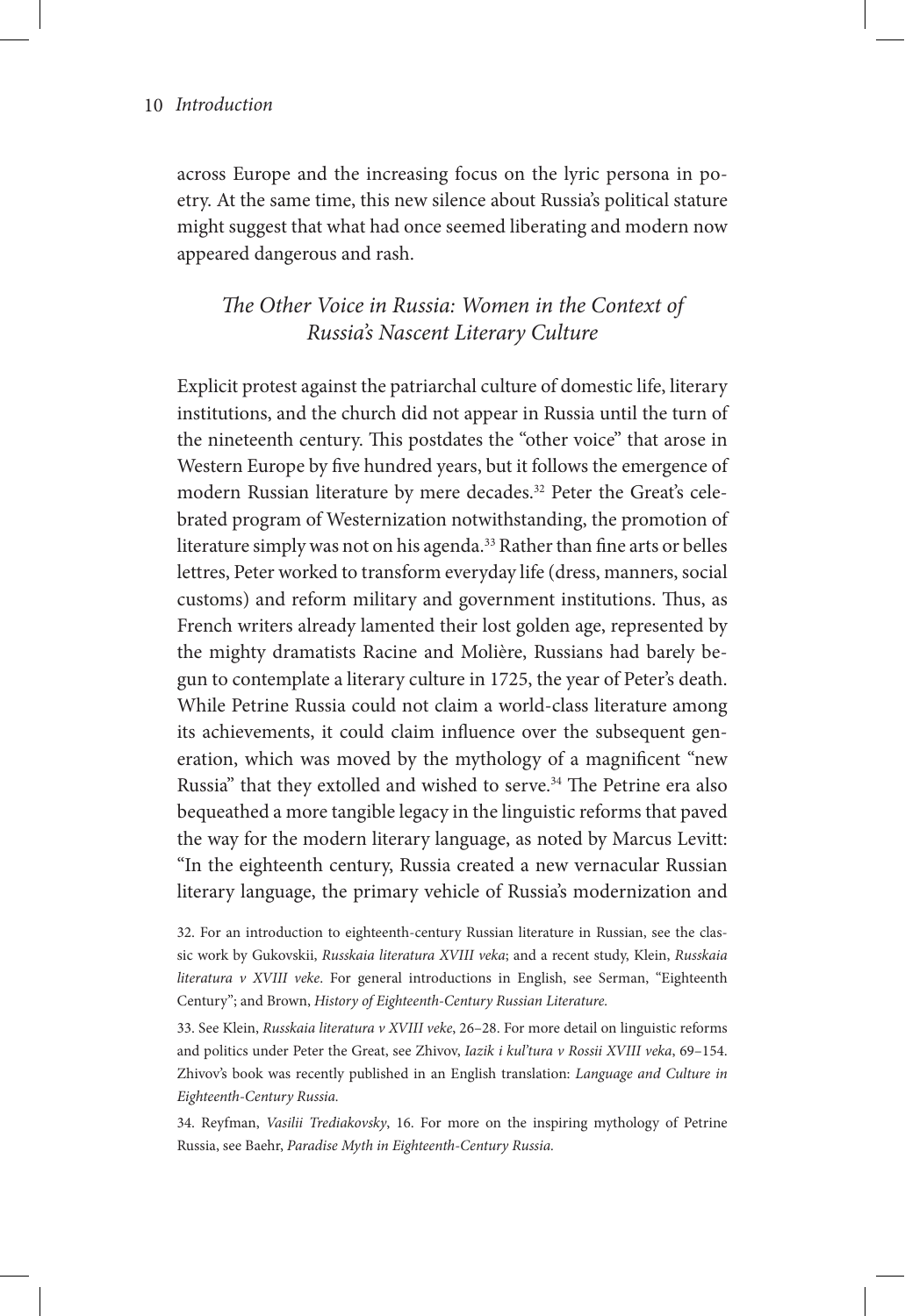across Europe and the increasing focus on the lyric persona in poetry. At the same time, this new silence about Russia's political stature might suggest that what had once seemed liberating and modern now appeared dangerous and rash.

## *The Other Voice in Russia: Women in the Context of Russia's Nascent Literary Culture*

Explicit protest against the patriarchal culture of domestic life, literary institutions, and the church did not appear in Russia until the turn of the nineteenth century. This postdates the "other voice" that arose in Western Europe by five hundred years, but it follows the emergence of modern Russian literature by mere decades.[32] Peter the Great's celebrated program of Westernization notwithstanding, the promotion of literature simply was not on his agenda.[33] Rather than fine arts or belles lettres, Peter worked to transform everyday life (dress, manners, social customs) and reform military and government institutions. Thus, as French writers already lamented their lost golden age, represented by the mighty dramatists Racine and Molière, Russians had barely begun to contemplate a literary culture in 1725, the year of Peter's death. While Petrine Russia could not claim a world-class literature among its achievements, it could claim influence over the subsequent generation, which was moved by the mythology of a magnificent "new Russia" that they extolled and wished to serve.[34] The Petrine era also bequeathed a more tangible legacy in the linguistic reforms that paved the way for the modern literary language, as noted by Marcus Levitt: "In the eighteenth century, Russia created a new vernacular Russian literary language, the primary vehicle of Russia's modernization and

32. For an introduction to eighteenth-century Russian literature in Russian, see the classic work by Gukovskii, *Russkaia literatura XVIII veka*; and a recent study, Klein, *Russkaia literatura v XVIII veke*. For general introductions in English, see Serman, "Eighteenth Century"; and Brown, *History of Eighteenth-Century Russian Literature*.

33. See Klein, *Russkaia literatura v XVIII veke*, 26–28. For more detail on linguistic reforms and politics under Peter the Great, see Zhivov, *Iazik i kul'tura v Rossii XVIII veka*, 69–154. Zhivov's book was recently published in an English translation: *Language and Culture in Eighteenth-Century Russia.*

34. Reyfman, *Vasilii Trediakovsky*, 16. For more on the inspiring mythology of Petrine Russia, see Baehr, *Paradise Myth in Eighteenth-Century Russia.*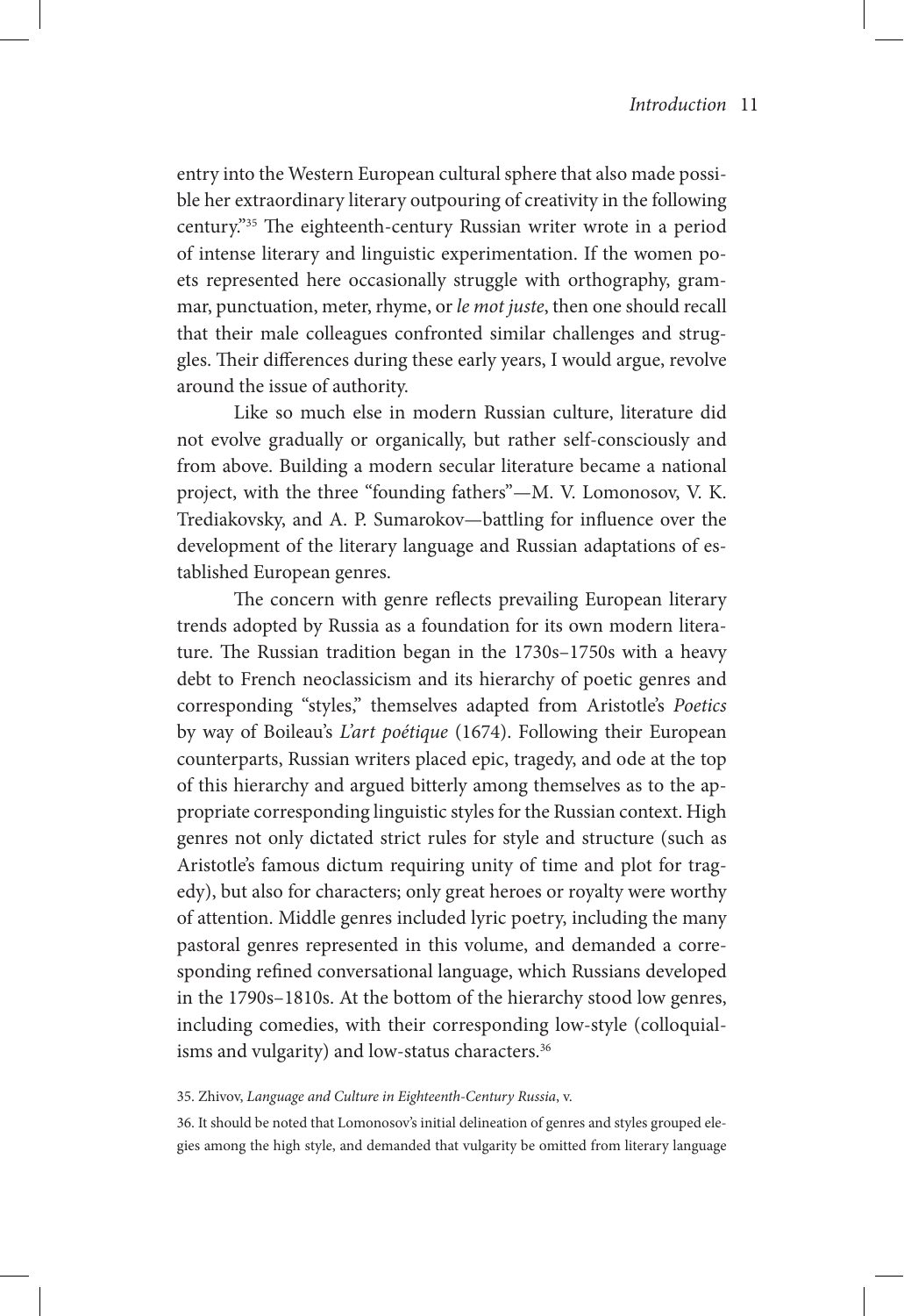entry into the Western European cultural sphere that also made possible her extraordinary literary outpouring of creativity in the following century."[35] The eighteenth-century Russian writer wrote in a period of intense literary and linguistic experimentation. If the women poets represented here occasionally struggle with orthography, grammar, punctuation, meter, rhyme, or *le mot juste*, then one should recall that their male colleagues confronted similar challenges and struggles. Their differences during these early years, I would argue, revolve around the issue of authority.

Like so much else in modern Russian culture, literature did not evolve gradually or organically, but rather self-consciously and from above. Building a modern secular literature became a national project, with the three "founding fathers"—M. V. Lomonosov, V. K. Trediakovsky, and A. P. Sumarokov—battling for influence over the development of the literary language and Russian adaptations of established European genres.

The concern with genre reflects prevailing European literary trends adopted by Russia as a foundation for its own modern literature. The Russian tradition began in the 1730s–1750s with a heavy debt to French neoclassicism and its hierarchy of poetic genres and corresponding "styles," themselves adapted from Aristotle's *Poetics* by way of Boileau's *L'art poétique* (1674). Following their European counterparts, Russian writers placed epic, tragedy, and ode at the top of this hierarchy and argued bitterly among themselves as to the appropriate corresponding linguistic styles for the Russian context. High genres not only dictated strict rules for style and structure (such as Aristotle's famous dictum requiring unity of time and plot for tragedy), but also for characters; only great heroes or royalty were worthy of attention. Middle genres included lyric poetry, including the many pastoral genres represented in this volume, and demanded a corresponding refined conversational language, which Russians developed in the 1790s–1810s. At the bottom of the hierarchy stood low genres, including comedies, with their corresponding low-style (colloquialisms and vulgarity) and low-status characters.[36]

35. Zhivov, *Language and Culture in Eighteenth-Century Russia*, v.

36. It should be noted that Lomonosov's initial delineation of genres and styles grouped elegies among the high style, and demanded that vulgarity be omitted from literary language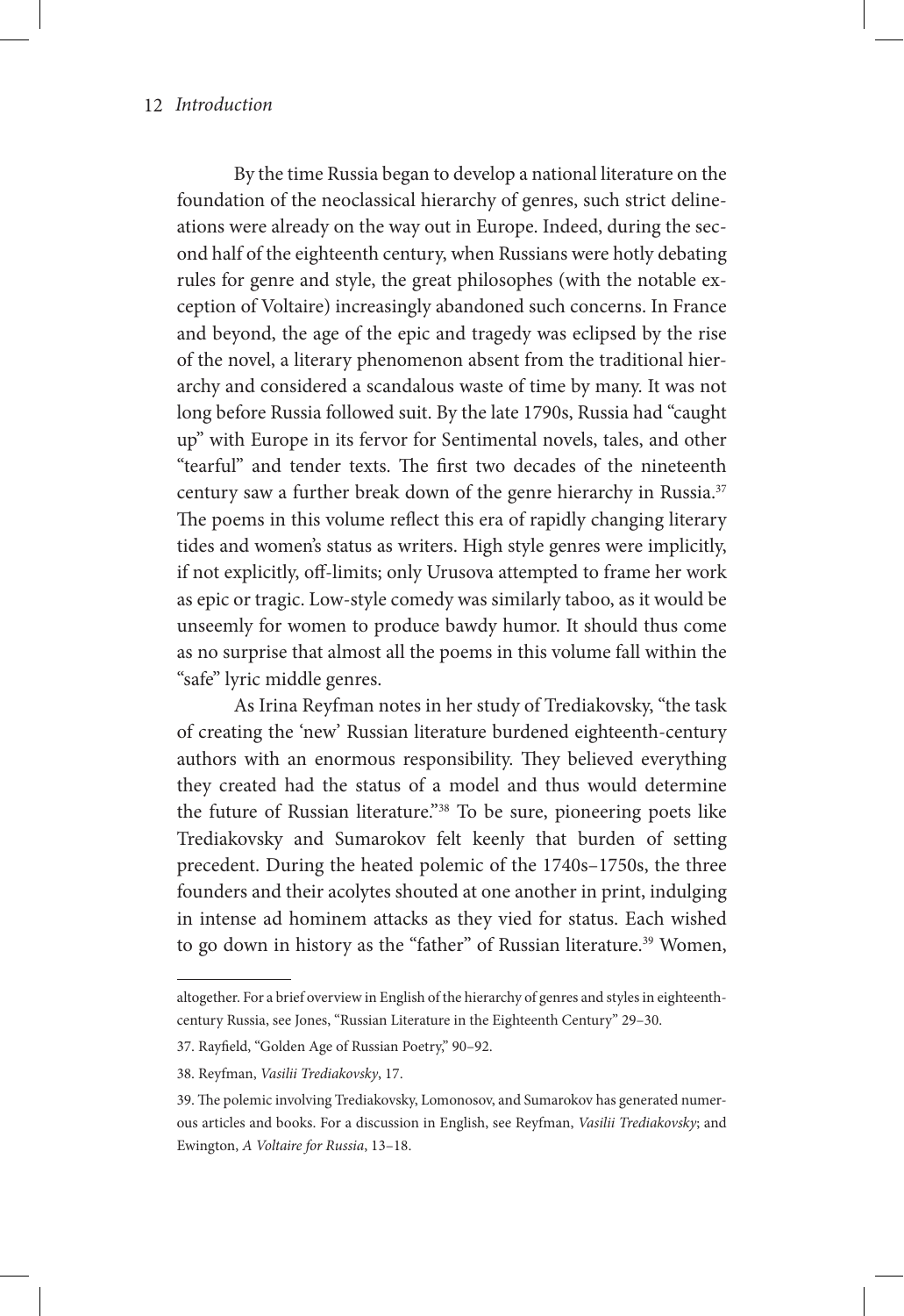By the time Russia began to develop a national literature on the foundation of the neoclassical hierarchy of genres, such strict delineations were already on the way out in Europe. Indeed, during the second half of the eighteenth century, when Russians were hotly debating rules for genre and style, the great philosophes (with the notable exception of Voltaire) increasingly abandoned such concerns. In France and beyond, the age of the epic and tragedy was eclipsed by the rise of the novel, a literary phenomenon absent from the traditional hierarchy and considered a scandalous waste of time by many. It was not long before Russia followed suit. By the late 1790s, Russia had "caught up" with Europe in its fervor for Sentimental novels, tales, and other "tearful" and tender texts. The first two decades of the nineteenth century saw a further break down of the genre hierarchy in Russia.[37] The poems in this volume reflect this era of rapidly changing literary tides and women's status as writers. High style genres were implicitly, if not explicitly, off-limits; only Urusova attempted to frame her work as epic or tragic. Low-style comedy was similarly taboo, as it would be unseemly for women to produce bawdy humor. It should thus come as no surprise that almost all the poems in this volume fall within the "safe" lyric middle genres.

As Irina Reyfman notes in her study of Trediakovsky, "the task of creating the 'new' Russian literature burdened eighteenth-century authors with an enormous responsibility. They believed everything they created had the status of a model and thus would determine the future of Russian literature."[38] To be sure, pioneering poets like Trediakovsky and Sumarokov felt keenly that burden of setting precedent. During the heated polemic of the 1740s–1750s, the three founders and their acolytes shouted at one another in print, indulging in intense ad hominem attacks as they vied for status. Each wished to go down in history as the "father" of Russian literature.[39] Women,

---

altogether. For a brief overview in English of the hierarchy of genres and styles in eighteenth-century Russia, see Jones, "Russian Literature in the Eighteenth Century" 29–30.

37. Rayfield, "Golden Age of Russian Poetry," 90–92.

38. Reyfman, *Vasilii Trediakovsky*, 17.

39. The polemic involving Trediakovsky, Lomonosov, and Sumarokov has generated numerous articles and books. For a discussion in English, see Reyfman, *Vasilii Trediakovsky*; and Ewington, *A Voltaire for Russia*, 13–18.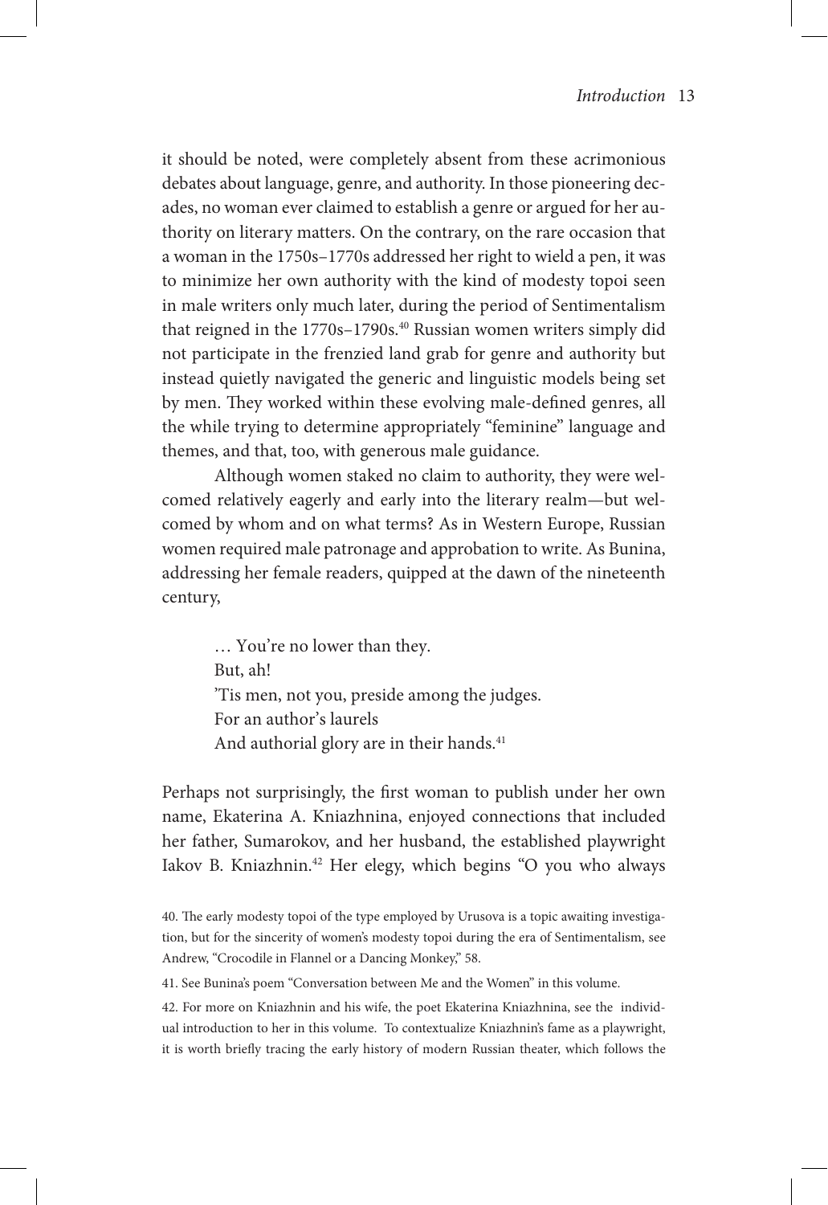it should be noted, were completely absent from these acrimonious debates about language, genre, and authority. In those pioneering decades, no woman ever claimed to establish a genre or argued for her authority on literary matters. On the contrary, on the rare occasion that a woman in the 1750s–1770s addressed her right to wield a pen, it was to minimize her own authority with the kind of modesty topoi seen in male writers only much later, during the period of Sentimentalism that reigned in the 1770s–1790s.[40] Russian women writers simply did not participate in the frenzied land grab for genre and authority but instead quietly navigated the generic and linguistic models being set by men. They worked within these evolving male-defined genres, all the while trying to determine appropriately "feminine" language and themes, and that, too, with generous male guidance.

Although women staked no claim to authority, they were welcomed relatively eagerly and early into the literary realm—but welcomed by whom and on what terms? As in Western Europe, Russian women required male patronage and approbation to write. As Bunina, addressing her female readers, quipped at the dawn of the nineteenth century,

> … You're no lower than they.
> But, ah!
> 'Tis men, not you, preside among the judges.
> For an author's laurels
> And authorial glory are in their hands.[41]

Perhaps not surprisingly, the first woman to publish under her own name, Ekaterina A. Kniazhnina, enjoyed connections that included her father, Sumarokov, and her husband, the established playwright Iakov B. Kniazhnin.[42] Her elegy, which begins "O you who always

40. The early modesty topoi of the type employed by Urusova is a topic awaiting investigation, but for the sincerity of women's modesty topoi during the era of Sentimentalism, see Andrew, "Crocodile in Flannel or a Dancing Monkey," 58.

41. See Bunina's poem "Conversation between Me and the Women" in this volume.

42. For more on Kniazhnin and his wife, the poet Ekaterina Kniazhnina, see the individual introduction to her in this volume. To contextualize Kniazhnin's fame as a playwright, it is worth briefly tracing the early history of modern Russian theater, which follows the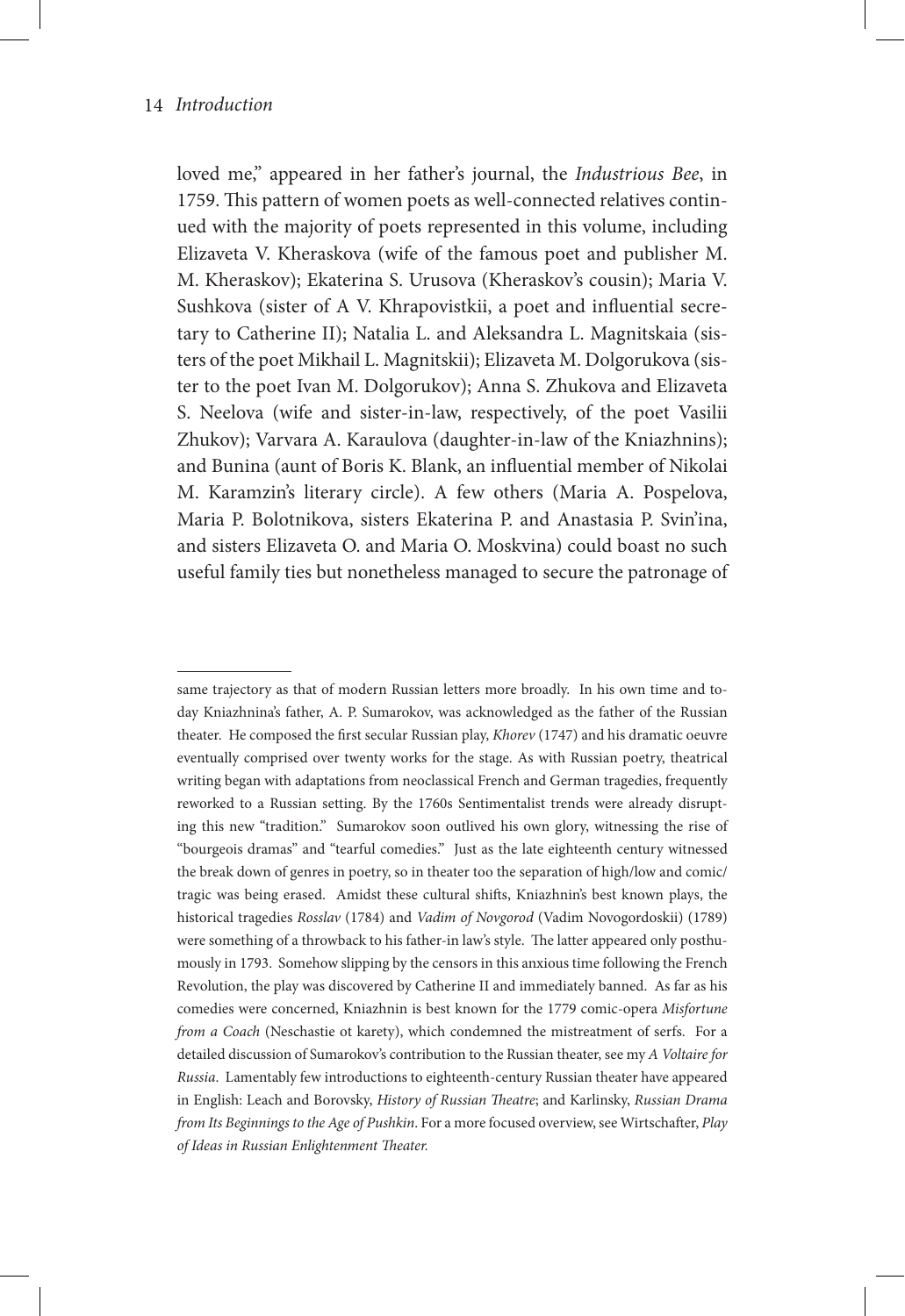loved me," appeared in her father's journal, the *Industrious Bee*, in 1759. This pattern of women poets as well-connected relatives continued with the majority of poets represented in this volume, including Elizaveta V. Kheraskova (wife of the famous poet and publisher M. M. Kheraskov); Ekaterina S. Urusova (Kheraskov's cousin); Maria V. Sushkova (sister of A V. Khrapovistkii, a poet and influential secretary to Catherine II); Natalia L. and Aleksandra L. Magnitskaia (sisters of the poet Mikhail L. Magnitskii); Elizaveta M. Dolgorukova (sister to the poet Ivan M. Dolgorukov); Anna S. Zhukova and Elizaveta S. Neelova (wife and sister-in-law, respectively, of the poet Vasilii Zhukov); Varvara A. Karaulova (daughter-in-law of the Kniazhnins); and Bunina (aunt of Boris K. Blank, an influential member of Nikolai M. Karamzin's literary circle). A few others (Maria A. Pospelova, Maria P. Bolotnikova, sisters Ekaterina P. and Anastasia P. Svin'ina, and sisters Elizaveta O. and Maria O. Moskvina) could boast no such useful family ties but nonetheless managed to secure the patronage of

---

same trajectory as that of modern Russian letters more broadly. In his own time and today Kniazhnina's father, A. P. Sumarokov, was acknowledged as the father of the Russian theater. He composed the first secular Russian play, *Khorev* (1747) and his dramatic oeuvre eventually comprised over twenty works for the stage. As with Russian poetry, theatrical writing began with adaptations from neoclassical French and German tragedies, frequently reworked to a Russian setting. By the 1760s Sentimentalist trends were already disrupting this new "tradition." Sumarokov soon outlived his own glory, witnessing the rise of "bourgeois dramas" and "tearful comedies." Just as the late eighteenth century witnessed the break down of genres in poetry, so in theater too the separation of high/low and comic/tragic was being erased. Amidst these cultural shifts, Kniazhnin's best known plays, the historical tragedies *Rosslav* (1784) and *Vadim of Novgorod* (Vadim Novogordoskii) (1789) were something of a throwback to his father-in-law's style. The latter appeared only posthumously in 1793. Somehow slipping by the censors in this anxious time following the French Revolution, the play was discovered by Catherine II and immediately banned. As far as his comedies were concerned, Kniazhnin is best known for the 1779 comic-opera *Misfortune from a Coach* (Neschastie ot karety), which condemned the mistreatment of serfs. For a detailed discussion of Sumarokov's contribution to the Russian theater, see my *A Voltaire for Russia*. Lamentably few introductions to eighteenth-century Russian theater have appeared in English: Leach and Borovsky, *History of Russian Theatre*; and Karlinsky, *Russian Drama from Its Beginnings to the Age of Pushkin*. For a more focused overview, see Wirtschafter, *Play of Ideas in Russian Enlightenment Theater.*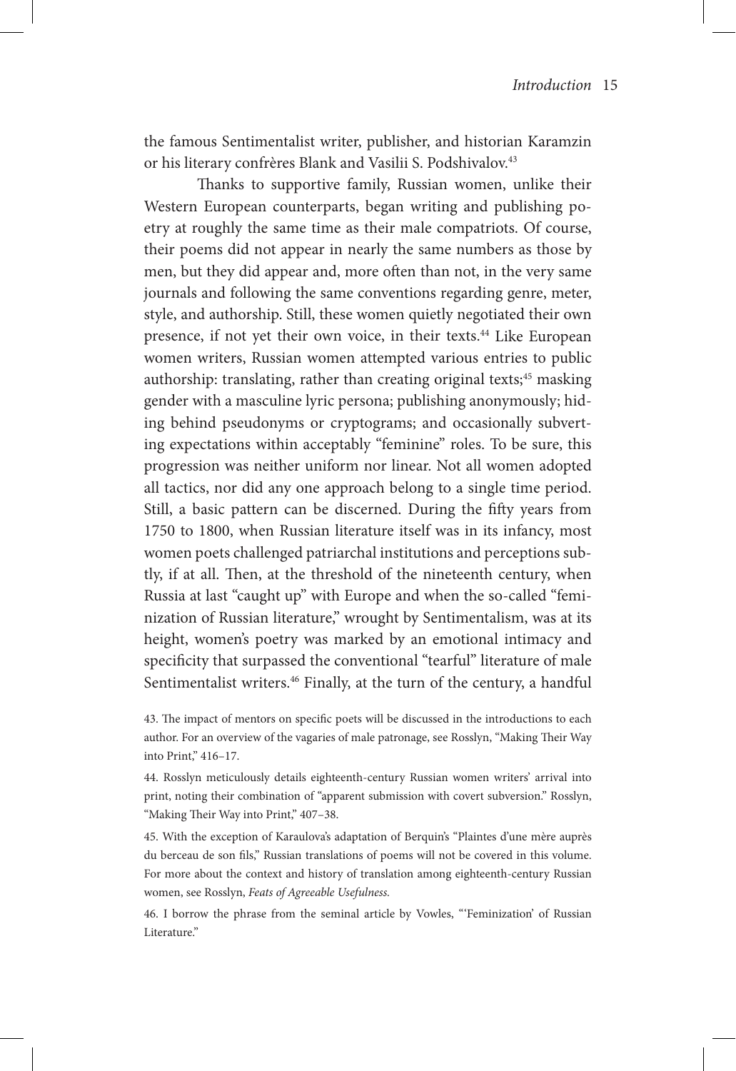the famous Sentimentalist writer, publisher, and historian Karamzin or his literary confrères Blank and Vasilii S. Podshivalov.[43]

Thanks to supportive family, Russian women, unlike their Western European counterparts, began writing and publishing poetry at roughly the same time as their male compatriots. Of course, their poems did not appear in nearly the same numbers as those by men, but they did appear and, more often than not, in the very same journals and following the same conventions regarding genre, meter, style, and authorship. Still, these women quietly negotiated their own presence, if not yet their own voice, in their texts.[44] Like European women writers, Russian women attempted various entries to public authorship: translating, rather than creating original texts;[45] masking gender with a masculine lyric persona; publishing anonymously; hiding behind pseudonyms or cryptograms; and occasionally subverting expectations within acceptably "feminine" roles. To be sure, this progression was neither uniform nor linear. Not all women adopted all tactics, nor did any one approach belong to a single time period. Still, a basic pattern can be discerned. During the fifty years from 1750 to 1800, when Russian literature itself was in its infancy, most women poets challenged patriarchal institutions and perceptions subtly, if at all. Then, at the threshold of the nineteenth century, when Russia at last "caught up" with Europe and when the so-called "feminization of Russian literature," wrought by Sentimentalism, was at its height, women's poetry was marked by an emotional intimacy and specificity that surpassed the conventional "tearful" literature of male Sentimentalist writers.[46] Finally, at the turn of the century, a handful

43. The impact of mentors on specific poets will be discussed in the introductions to each author. For an overview of the vagaries of male patronage, see Rosslyn, "Making Their Way into Print," 416–17.

44. Rosslyn meticulously details eighteenth-century Russian women writers' arrival into print, noting their combination of "apparent submission with covert subversion." Rosslyn, "Making Their Way into Print," 407–38.

45. With the exception of Karaulova's adaptation of Berquin's "Plaintes d'une mère auprès du berceau de son fils," Russian translations of poems will not be covered in this volume. For more about the context and history of translation among eighteenth-century Russian women, see Rosslyn, *Feats of Agreeable Usefulness.*

46. I borrow the phrase from the seminal article by Vowles, "'Feminization' of Russian Literature."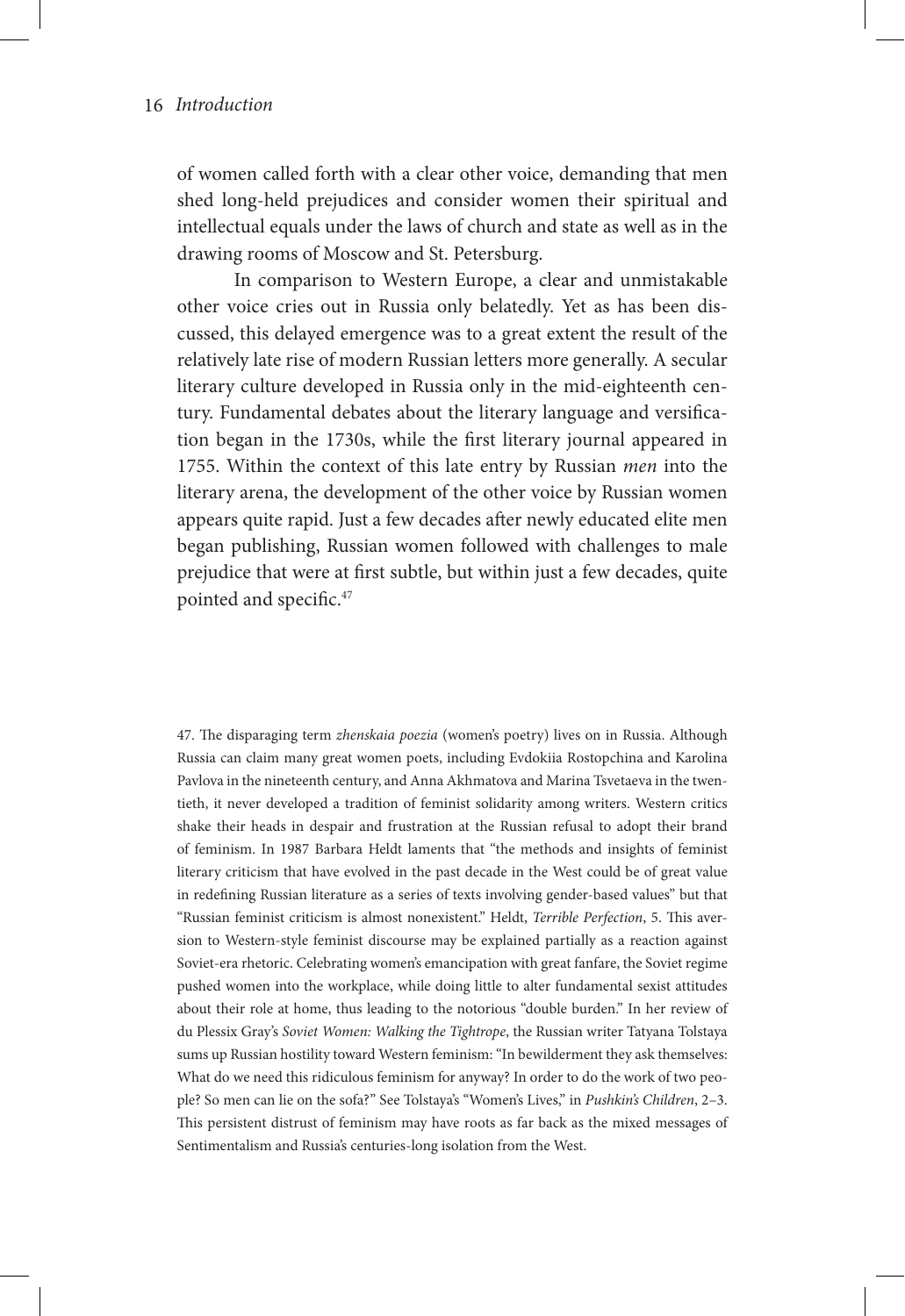of women called forth with a clear other voice, demanding that men shed long-held prejudices and consider women their spiritual and intellectual equals under the laws of church and state as well as in the drawing rooms of Moscow and St. Petersburg.

In comparison to Western Europe, a clear and unmistakable other voice cries out in Russia only belatedly. Yet as has been discussed, this delayed emergence was to a great extent the result of the relatively late rise of modern Russian letters more generally. A secular literary culture developed in Russia only in the mid-eighteenth century. Fundamental debates about the literary language and versification began in the 1730s, while the first literary journal appeared in 1755. Within the context of this late entry by Russian *men* into the literary arena, the development of the other voice by Russian women appears quite rapid. Just a few decades after newly educated elite men began publishing, Russian women followed with challenges to male prejudice that were at first subtle, but within just a few decades, quite pointed and specific.[47]

47. The disparaging term *zhenskaia poezia* (women's poetry) lives on in Russia. Although Russia can claim many great women poets, including Evdokiia Rostopchina and Karolina Pavlova in the nineteenth century, and Anna Akhmatova and Marina Tsvetaeva in the twentieth, it never developed a tradition of feminist solidarity among writers. Western critics shake their heads in despair and frustration at the Russian refusal to adopt their brand of feminism. In 1987 Barbara Heldt laments that "the methods and insights of feminist literary criticism that have evolved in the past decade in the West could be of great value in redefining Russian literature as a series of texts involving gender-based values" but that "Russian feminist criticism is almost nonexistent." Heldt, *Terrible Perfection*, 5. This aversion to Western-style feminist discourse may be explained partially as a reaction against Soviet-era rhetoric. Celebrating women's emancipation with great fanfare, the Soviet regime pushed women into the workplace, while doing little to alter fundamental sexist attitudes about their role at home, thus leading to the notorious "double burden." In her review of du Plessix Gray's *Soviet Women: Walking the Tightrope*, the Russian writer Tatyana Tolstaya sums up Russian hostility toward Western feminism: "In bewilderment they ask themselves: What do we need this ridiculous feminism for anyway? In order to do the work of two people? So men can lie on the sofa?" See Tolstaya's "Women's Lives," in *Pushkin's Children*, 2–3. This persistent distrust of feminism may have roots as far back as the mixed messages of Sentimentalism and Russia's centuries-long isolation from the West.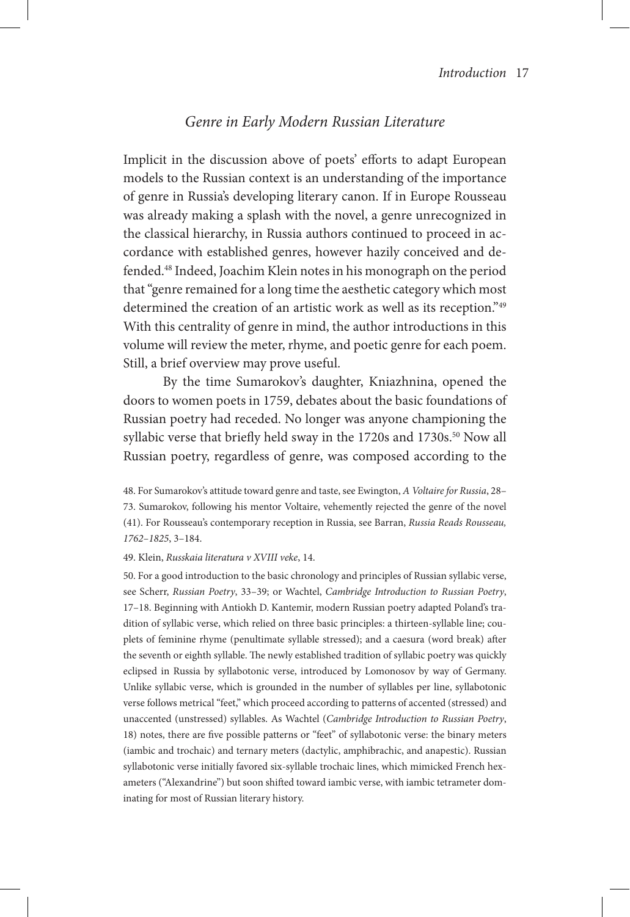## *Genre in Early Modern Russian Literature*

Implicit in the discussion above of poets' efforts to adapt European models to the Russian context is an understanding of the importance of genre in Russia's developing literary canon. If in Europe Rousseau was already making a splash with the novel, a genre unrecognized in the classical hierarchy, in Russia authors continued to proceed in accordance with established genres, however hazily conceived and defended.[48] Indeed, Joachim Klein notes in his monograph on the period that "genre remained for a long time the aesthetic category which most determined the creation of an artistic work as well as its reception."[49] With this centrality of genre in mind, the author introductions in this volume will review the meter, rhyme, and poetic genre for each poem. Still, a brief overview may prove useful.

By the time Sumarokov's daughter, Kniazhnina, opened the doors to women poets in 1759, debates about the basic foundations of Russian poetry had receded. No longer was anyone championing the syllabic verse that briefly held sway in the 1720s and 1730s.[50] Now all Russian poetry, regardless of genre, was composed according to the

48. For Sumarokov's attitude toward genre and taste, see Ewington, *A Voltaire for Russia*, 28–73. Sumarokov, following his mentor Voltaire, vehemently rejected the genre of the novel (41). For Rousseau's contemporary reception in Russia, see Barran, *Russia Reads Rousseau, 1762–1825*, 3–184.

49. Klein, *Russkaia literatura v XVIII veke*, 14.

50. For a good introduction to the basic chronology and principles of Russian syllabic verse, see Scherr, *Russian Poetry*, 33–39; or Wachtel, *Cambridge Introduction to Russian Poetry*, 17–18. Beginning with Antiokh D. Kantemir, modern Russian poetry adapted Poland's tradition of syllabic verse, which relied on three basic principles: a thirteen-syllable line; couplets of feminine rhyme (penultimate syllable stressed); and a caesura (word break) after the seventh or eighth syllable. The newly established tradition of syllabic poetry was quickly eclipsed in Russia by syllabotonic verse, introduced by Lomonosov by way of Germany. Unlike syllabic verse, which is grounded in the number of syllables per line, syllabotonic verse follows metrical "feet," which proceed according to patterns of accented (stressed) and unaccented (unstressed) syllables. As Wachtel (*Cambridge Introduction to Russian Poetry*, 18) notes, there are five possible patterns or "feet" of syllabotonic verse: the binary meters (iambic and trochaic) and ternary meters (dactylic, amphibrachic, and anapestic). Russian syllabotonic verse initially favored six-syllable trochaic lines, which mimicked French hexameters ("Alexandrine") but soon shifted toward iambic verse, with iambic tetrameter dominating for most of Russian literary history.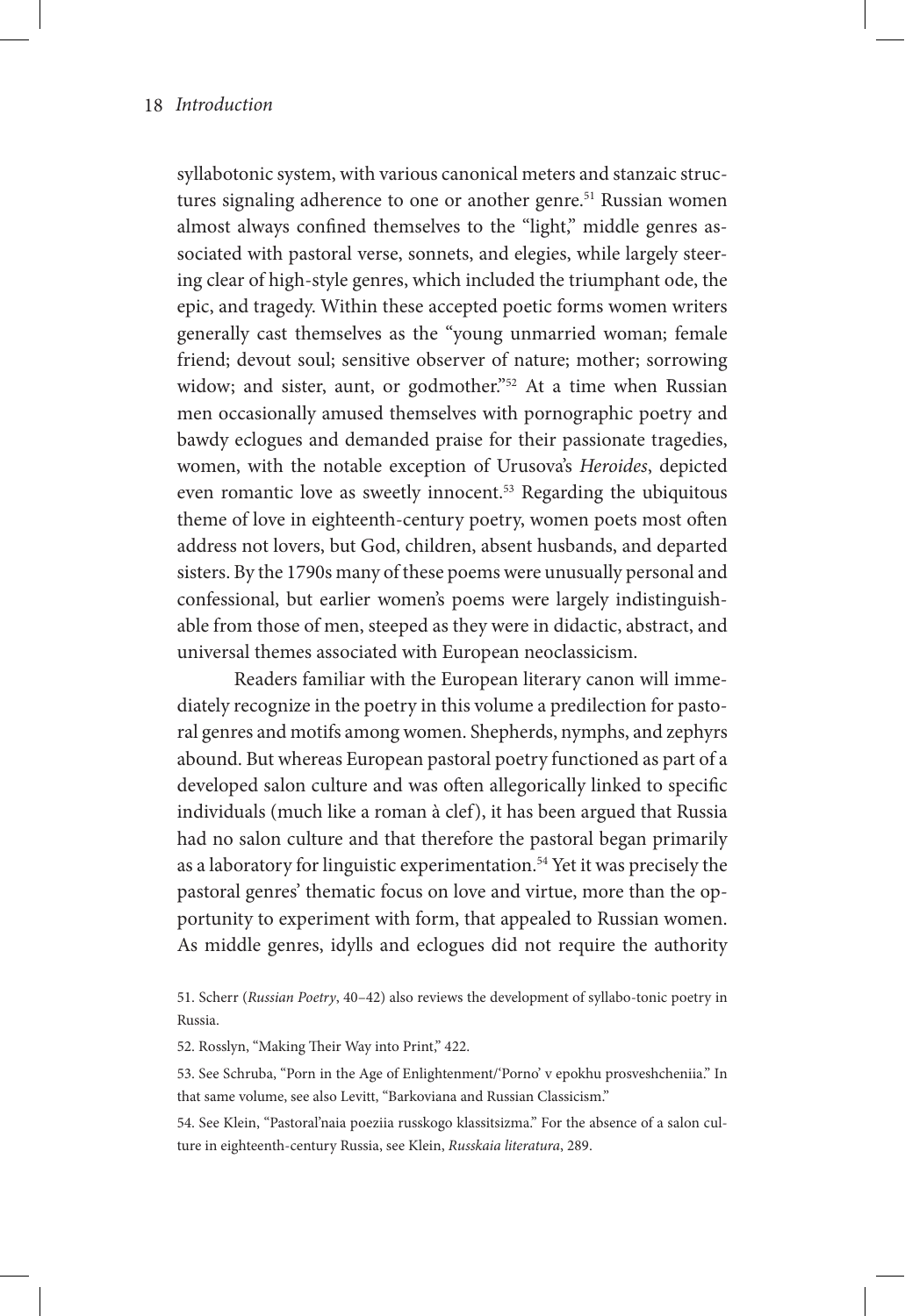syllabotonic system, with various canonical meters and stanzaic structures signaling adherence to one or another genre.[51] Russian women almost always confined themselves to the "light," middle genres associated with pastoral verse, sonnets, and elegies, while largely steering clear of high-style genres, which included the triumphant ode, the epic, and tragedy. Within these accepted poetic forms women writers generally cast themselves as the "young unmarried woman; female friend; devout soul; sensitive observer of nature; mother; sorrowing widow; and sister, aunt, or godmother."[52] At a time when Russian men occasionally amused themselves with pornographic poetry and bawdy eclogues and demanded praise for their passionate tragedies, women, with the notable exception of Urusova's *Heroides*, depicted even romantic love as sweetly innocent.[53] Regarding the ubiquitous theme of love in eighteenth-century poetry, women poets most often address not lovers, but God, children, absent husbands, and departed sisters. By the 1790s many of these poems were unusually personal and confessional, but earlier women's poems were largely indistinguishable from those of men, steeped as they were in didactic, abstract, and universal themes associated with European neoclassicism.

Readers familiar with the European literary canon will immediately recognize in the poetry in this volume a predilection for pastoral genres and motifs among women. Shepherds, nymphs, and zephyrs abound. But whereas European pastoral poetry functioned as part of a developed salon culture and was often allegorically linked to specific individuals (much like a roman à clef), it has been argued that Russia had no salon culture and that therefore the pastoral began primarily as a laboratory for linguistic experimentation.[54] Yet it was precisely the pastoral genres' thematic focus on love and virtue, more than the opportunity to experiment with form, that appealed to Russian women. As middle genres, idylls and eclogues did not require the authority

51. Scherr (*Russian Poetry*, 40–42) also reviews the development of syllabo-tonic poetry in Russia.

52. Rosslyn, "Making Their Way into Print," 422.

53. See Schruba, "Porn in the Age of Enlightenment/'Porno' v epokhu prosveshcheniia." In that same volume, see also Levitt, "Barkoviana and Russian Classicism."

54. See Klein, "Pastoral'naia poeziia russkogo klassitsizma." For the absence of a salon culture in eighteenth-century Russia, see Klein, *Russkaia literatura*, 289.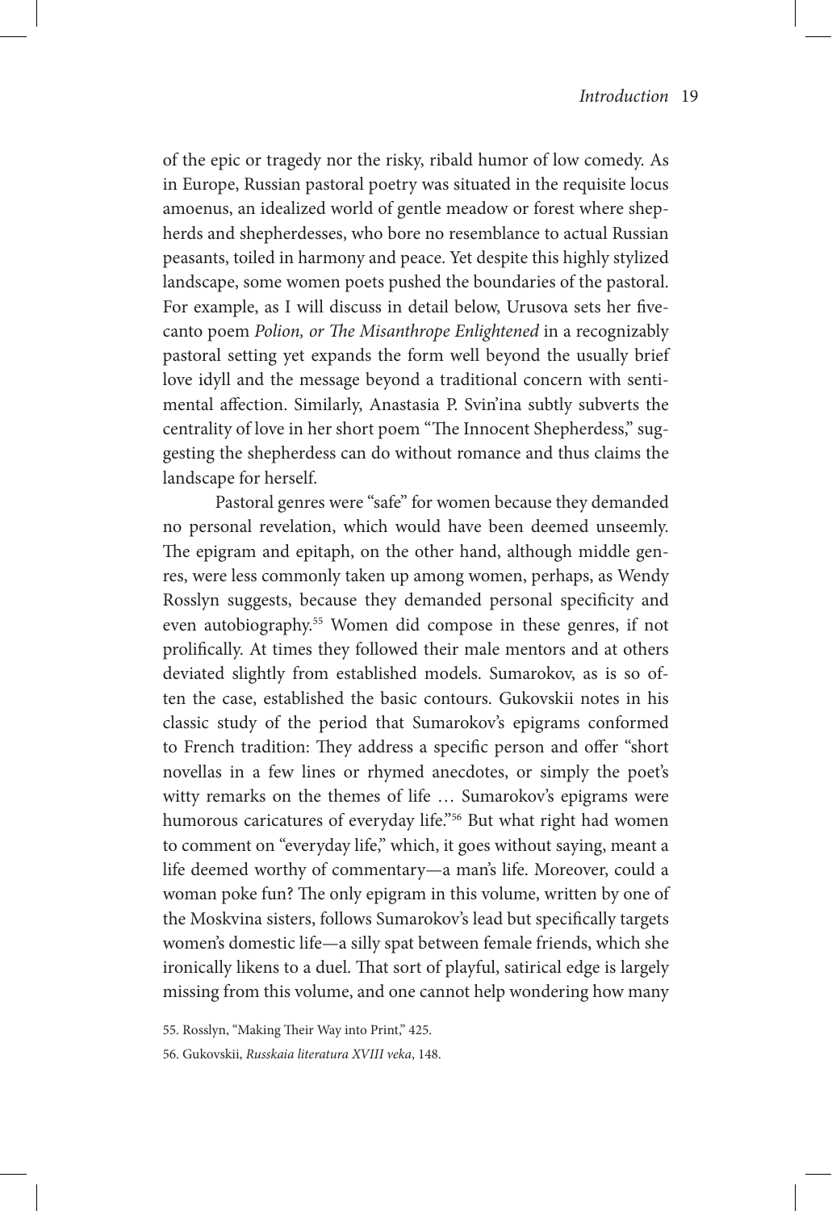of the epic or tragedy nor the risky, ribald humor of low comedy. As in Europe, Russian pastoral poetry was situated in the requisite locus amoenus, an idealized world of gentle meadow or forest where shepherds and shepherdesses, who bore no resemblance to actual Russian peasants, toiled in harmony and peace. Yet despite this highly stylized landscape, some women poets pushed the boundaries of the pastoral. For example, as I will discuss in detail below, Urusova sets her five-canto poem *Polion, or The Misanthrope Enlightened* in a recognizably pastoral setting yet expands the form well beyond the usually brief love idyll and the message beyond a traditional concern with sentimental affection. Similarly, Anastasia P. Svin'ina subtly subverts the centrality of love in her short poem "The Innocent Shepherdess," suggesting the shepherdess can do without romance and thus claims the landscape for herself.

Pastoral genres were "safe" for women because they demanded no personal revelation, which would have been deemed unseemly. The epigram and epitaph, on the other hand, although middle genres, were less commonly taken up among women, perhaps, as Wendy Rosslyn suggests, because they demanded personal specificity and even autobiography.[55] Women did compose in these genres, if not prolifically. At times they followed their male mentors and at others deviated slightly from established models. Sumarokov, as is so often the case, established the basic contours. Gukovskii notes in his classic study of the period that Sumarokov's epigrams conformed to French tradition: They address a specific person and offer "short novellas in a few lines or rhymed anecdotes, or simply the poet's witty remarks on the themes of life … Sumarokov's epigrams were humorous caricatures of everyday life."[56] But what right had women to comment on "everyday life," which, it goes without saying, meant a life deemed worthy of commentary—a man's life. Moreover, could a woman poke fun? The only epigram in this volume, written by one of the Moskvina sisters, follows Sumarokov's lead but specifically targets women's domestic life—a silly spat between female friends, which she ironically likens to a duel. That sort of playful, satirical edge is largely missing from this volume, and one cannot help wondering how many

55. Rosslyn, "Making Their Way into Print," 425.

56. Gukovskii, *Russkaia literatura XVIII veka*, 148.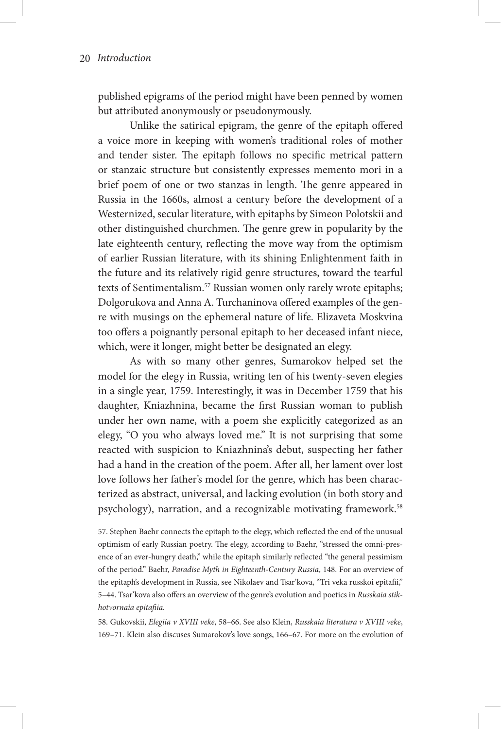published epigrams of the period might have been penned by women but attributed anonymously or pseudonymously.

Unlike the satirical epigram, the genre of the epitaph offered a voice more in keeping with women's traditional roles of mother and tender sister. The epitaph follows no specific metrical pattern or stanzaic structure but consistently expresses memento mori in a brief poem of one or two stanzas in length. The genre appeared in Russia in the 1660s, almost a century before the development of a Westernized, secular literature, with epitaphs by Simeon Polotskii and other distinguished churchmen. The genre grew in popularity by the late eighteenth century, reflecting the move way from the optimism of earlier Russian literature, with its shining Enlightenment faith in the future and its relatively rigid genre structures, toward the tearful texts of Sentimentalism.[57] Russian women only rarely wrote epitaphs; Dolgorukova and Anna A. Turchaninova offered examples of the genre with musings on the ephemeral nature of life. Elizaveta Moskvina too offers a poignantly personal epitaph to her deceased infant niece, which, were it longer, might better be designated an elegy.

As with so many other genres, Sumarokov helped set the model for the elegy in Russia, writing ten of his twenty-seven elegies in a single year, 1759. Interestingly, it was in December 1759 that his daughter, Kniazhnina, became the first Russian woman to publish under her own name, with a poem she explicitly categorized as an elegy, "O you who always loved me." It is not surprising that some reacted with suspicion to Kniazhnina's debut, suspecting her father had a hand in the creation of the poem. After all, her lament over lost love follows her father's model for the genre, which has been characterized as abstract, universal, and lacking evolution (in both story and psychology), narration, and a recognizable motivating framework.[58]

57. Stephen Baehr connects the epitaph to the elegy, which reflected the end of the unusual optimism of early Russian poetry. The elegy, according to Baehr, "stressed the omni-presence of an ever-hungry death," while the epitaph similarly reflected "the general pessimism of the period." Baehr, *Paradise Myth in Eighteenth-Century Russia*, 148. For an overview of the epitaph's development in Russia, see Nikolaev and Tsar'kova, "Tri veka russkoi epitafii," 5–44. Tsar'kova also offers an overview of the genre's evolution and poetics in *Russkaia stikhotvornaia epitafiia*.

58. Gukovskii, *Elegiia v XVIII veke*, 58–66. See also Klein, *Russkaia literatura v XVIII veke*, 169–71. Klein also discuses Sumarokov's love songs, 166–67. For more on the evolution of